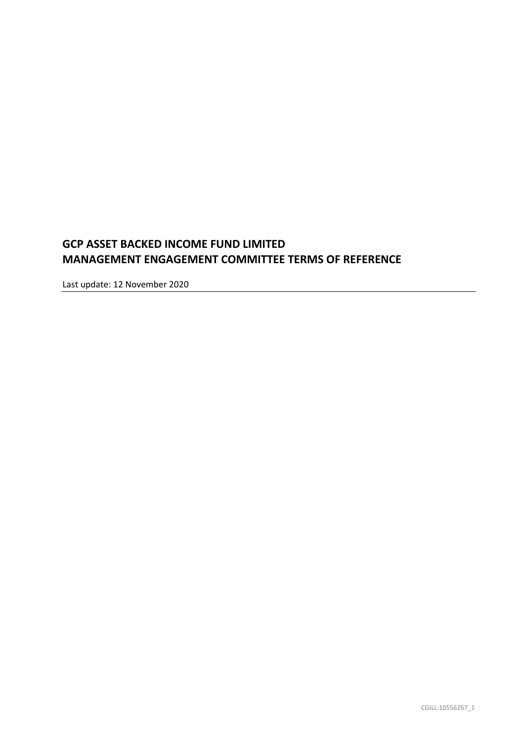# GCP ASSET BACKED INCOME FUND LIMITED
# MANAGEMENT ENGAGEMENT COMMITTEE TERMS OF REFERENCE

Last update: 12 November 2020

CGILL:10556267_1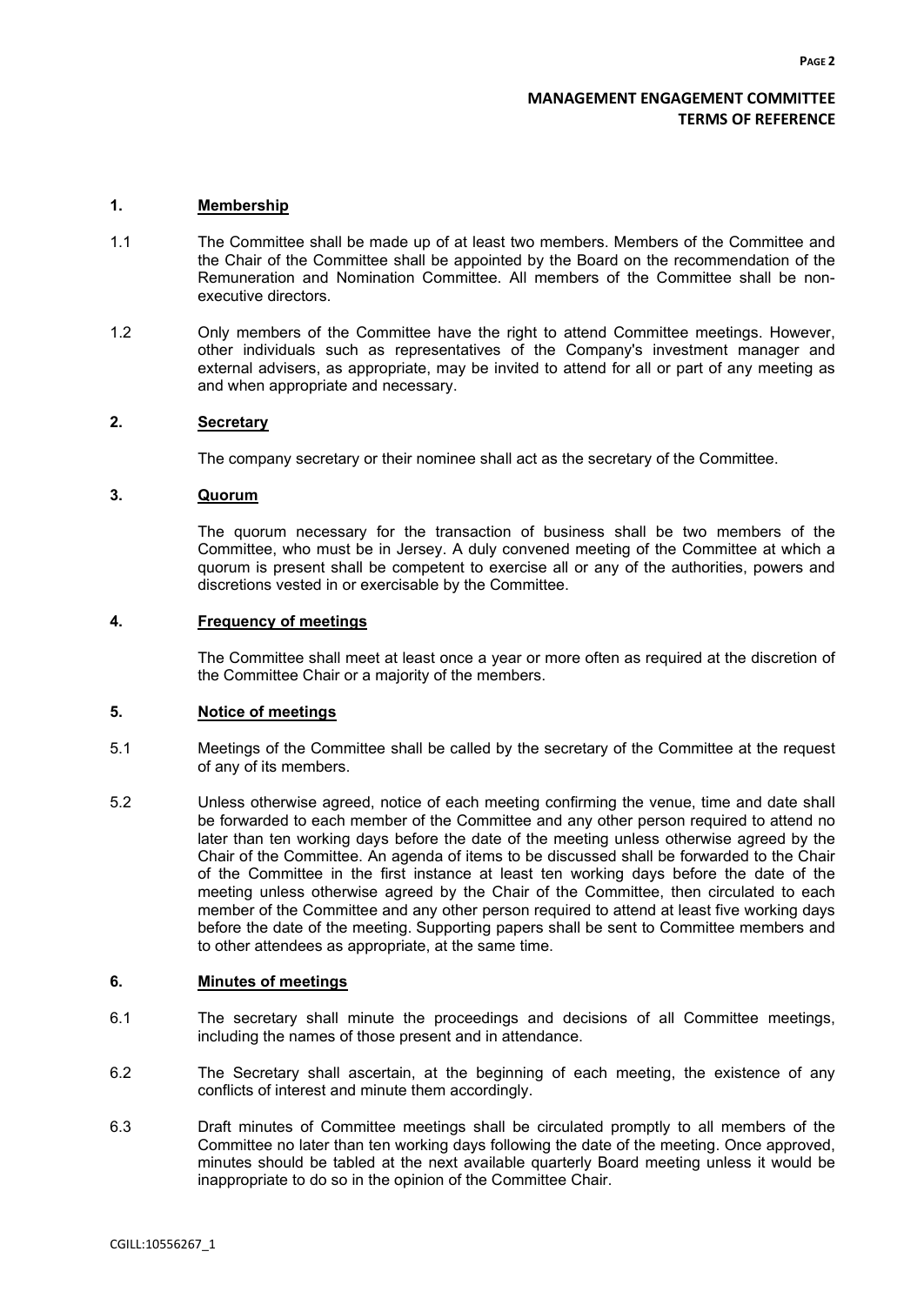# MANAGEMENT ENGAGEMENT COMMITTEE TERMS OF REFERENCE

## 1. Membership

1.1 The Committee shall be made up of at least two members. Members of the Committee and the Chair of the Committee shall be appointed by the Board on the recommendation of the Remuneration and Nomination Committee. All members of the Committee shall be non-executive directors.

1.2 Only members of the Committee have the right to attend Committee meetings. However, other individuals such as representatives of the Company's investment manager and external advisers, as appropriate, may be invited to attend for all or part of any meeting as and when appropriate and necessary.

## 2. Secretary

The company secretary or their nominee shall act as the secretary of the Committee.

## 3. Quorum

The quorum necessary for the transaction of business shall be two members of the Committee, who must be in Jersey. A duly convened meeting of the Committee at which a quorum is present shall be competent to exercise all or any of the authorities, powers and discretions vested in or exercisable by the Committee.

## 4. Frequency of meetings

The Committee shall meet at least once a year or more often as required at the discretion of the Committee Chair or a majority of the members.

## 5. Notice of meetings

5.1 Meetings of the Committee shall be called by the secretary of the Committee at the request of any of its members.

5.2 Unless otherwise agreed, notice of each meeting confirming the venue, time and date shall be forwarded to each member of the Committee and any other person required to attend no later than ten working days before the date of the meeting unless otherwise agreed by the Chair of the Committee. An agenda of items to be discussed shall be forwarded to the Chair of the Committee in the first instance at least ten working days before the date of the meeting unless otherwise agreed by the Chair of the Committee, then circulated to each member of the Committee and any other person required to attend at least five working days before the date of the meeting. Supporting papers shall be sent to Committee members and to other attendees as appropriate, at the same time.

## 6. Minutes of meetings

6.1 The secretary shall minute the proceedings and decisions of all Committee meetings, including the names of those present and in attendance.

6.2 The Secretary shall ascertain, at the beginning of each meeting, the existence of any conflicts of interest and minute them accordingly.

6.3 Draft minutes of Committee meetings shall be circulated promptly to all members of the Committee no later than ten working days following the date of the meeting. Once approved, minutes should be tabled at the next available quarterly Board meeting unless it would be inappropriate to do so in the opinion of the Committee Chair.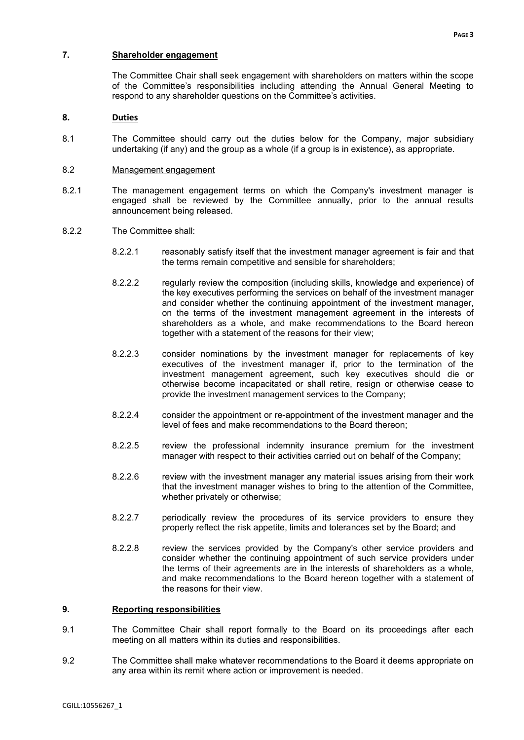## 7. Shareholder engagement

The Committee Chair shall seek engagement with shareholders on matters within the scope of the Committee's responsibilities including attending the Annual General Meeting to respond to any shareholder questions on the Committee's activities.

## 8. Duties

8.1 The Committee should carry out the duties below for the Company, major subsidiary undertaking (if any) and the group as a whole (if a group is in existence), as appropriate.

8.2 Management engagement

8.2.1 The management engagement terms on which the Company's investment manager is engaged shall be reviewed by the Committee annually, prior to the annual results announcement being released.

8.2.2 The Committee shall:

8.2.2.1 reasonably satisfy itself that the investment manager agreement is fair and that the terms remain competitive and sensible for shareholders;

8.2.2.2 regularly review the composition (including skills, knowledge and experience) of the key executives performing the services on behalf of the investment manager and consider whether the continuing appointment of the investment manager, on the terms of the investment management agreement in the interests of shareholders as a whole, and make recommendations to the Board hereon together with a statement of the reasons for their view;

8.2.2.3 consider nominations by the investment manager for replacements of key executives of the investment manager if, prior to the termination of the investment management agreement, such key executives should die or otherwise become incapacitated or shall retire, resign or otherwise cease to provide the investment management services to the Company;

8.2.2.4 consider the appointment or re-appointment of the investment manager and the level of fees and make recommendations to the Board thereon;

8.2.2.5 review the professional indemnity insurance premium for the investment manager with respect to their activities carried out on behalf of the Company;

8.2.2.6 review with the investment manager any material issues arising from their work that the investment manager wishes to bring to the attention of the Committee, whether privately or otherwise;

8.2.2.7 periodically review the procedures of its service providers to ensure they properly reflect the risk appetite, limits and tolerances set by the Board; and

8.2.2.8 review the services provided by the Company's other service providers and consider whether the continuing appointment of such service providers under the terms of their agreements are in the interests of shareholders as a whole, and make recommendations to the Board hereon together with a statement of the reasons for their view.

## 9. Reporting responsibilities

9.1 The Committee Chair shall report formally to the Board on its proceedings after each meeting on all matters within its duties and responsibilities.

9.2 The Committee shall make whatever recommendations to the Board it deems appropriate on any area within its remit where action or improvement is needed.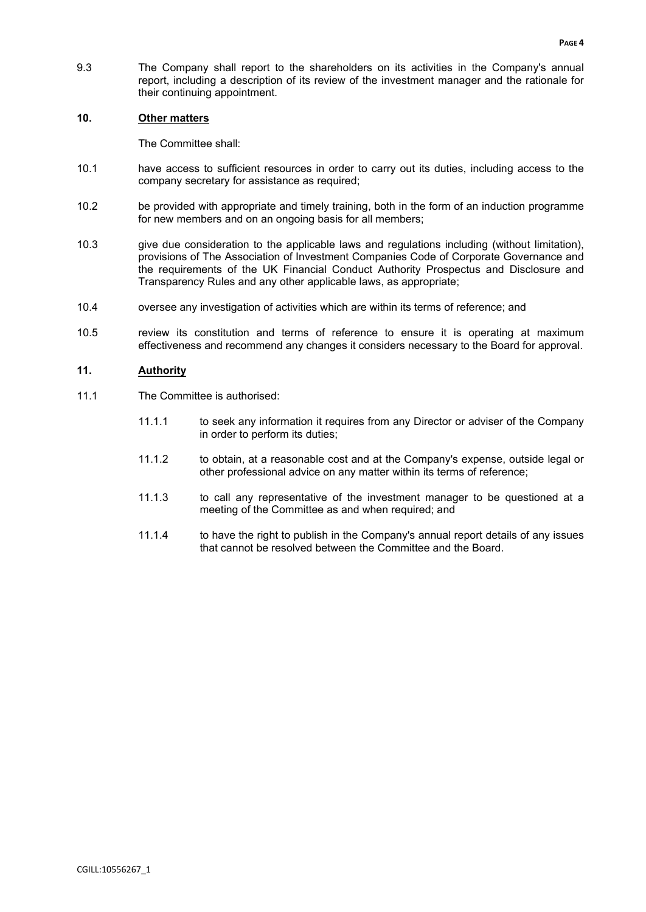9.3 The Company shall report to the shareholders on its activities in the Company's annual report, including a description of its review of the investment manager and the rationale for their continuing appointment.

## 10. Other matters

The Committee shall:

10.1 have access to sufficient resources in order to carry out its duties, including access to the company secretary for assistance as required;

10.2 be provided with appropriate and timely training, both in the form of an induction programme for new members and on an ongoing basis for all members;

10.3 give due consideration to the applicable laws and regulations including (without limitation), provisions of The Association of Investment Companies Code of Corporate Governance and the requirements of the UK Financial Conduct Authority Prospectus and Disclosure and Transparency Rules and any other applicable laws, as appropriate;

10.4 oversee any investigation of activities which are within its terms of reference; and

10.5 review its constitution and terms of reference to ensure it is operating at maximum effectiveness and recommend any changes it considers necessary to the Board for approval.

## 11. Authority

11.1 The Committee is authorised:

11.1.1 to seek any information it requires from any Director or adviser of the Company in order to perform its duties;

11.1.2 to obtain, at a reasonable cost and at the Company's expense, outside legal or other professional advice on any matter within its terms of reference;

11.1.3 to call any representative of the investment manager to be questioned at a meeting of the Committee as and when required; and

11.1.4 to have the right to publish in the Company's annual report details of any issues that cannot be resolved between the Committee and the Board.

CGILL:10556267_1